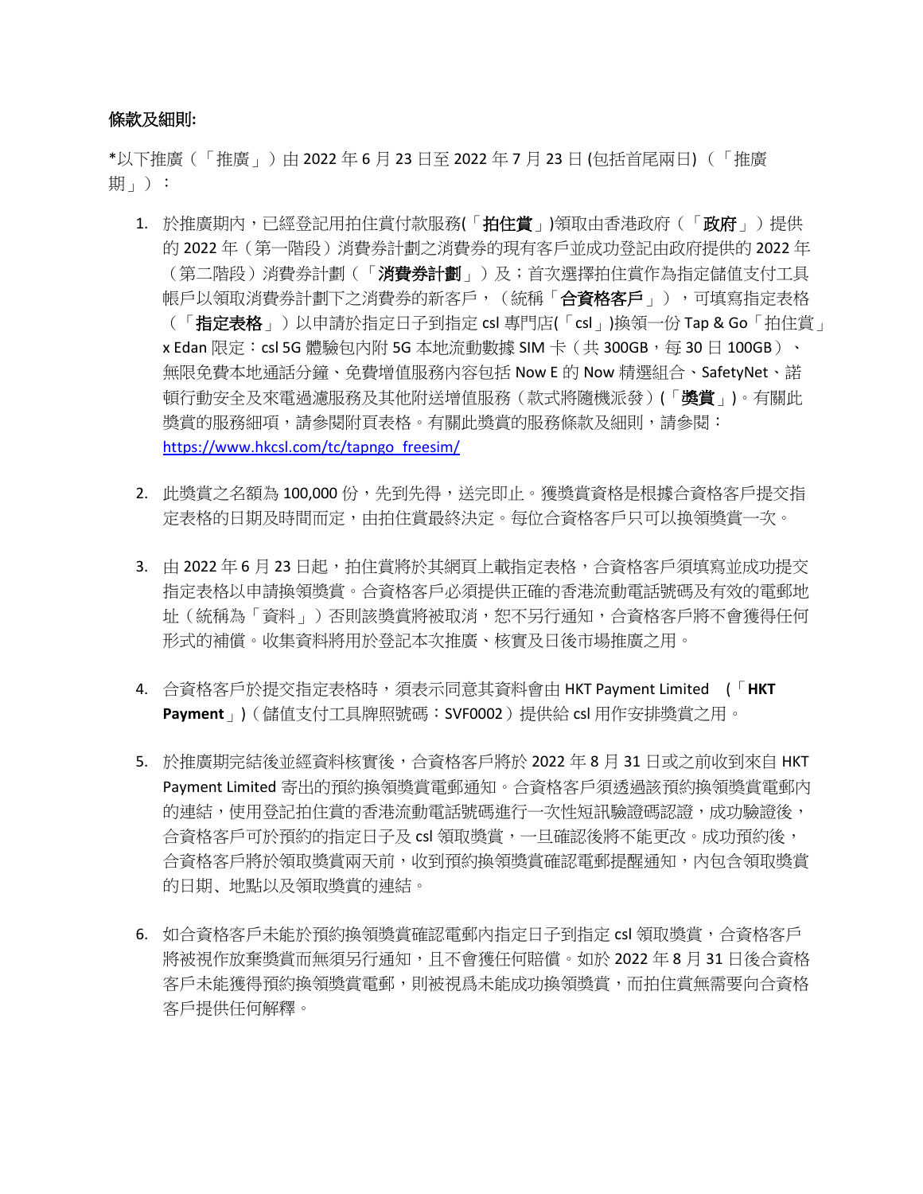**條款及細則:**

*以下推廣（「推廣」）由 2022 年 6 月 23 日至 2022 年 7 月 23 日 (包括首尾兩日) （「推廣期」）：

1. 於推廣期內，已經登記用拍住賞付款服務(「**拍住賞**」)領取由香港政府（「**政府**」）提供的 2022 年（第一階段）消費券計劃之消費券的現有客戶並成功登記由政府提供的 2022 年（第二階段）消費券計劃（「**消費券計劃**」）及；首次選擇拍住賞作為指定儲值支付工具帳戶以領取消費券計劃下之消費券的新客戶，（統稱「**合資格客戶**」），可填寫指定表格（「**指定表格**」）以申請於指定日子到指定 csl 專門店(「csl」)換領一份 Tap & Go「拍住賞」x Edan 限定：csl 5G 體驗包內附 5G 本地流動數據 SIM 卡（共 300GB，每 30 日 100GB）、無限免費本地通話分鐘、免費增值服務內容包括 Now E 的 Now 精選組合、SafetyNet、諾頓行動安全及來電過濾服務及其他附送增值服務（款式將隨機派發）(「**獎賞**」)。有關此獎賞的服務細項，請參閱附頁表格。有關此獎賞的服務條款及細則，請參閱：https://www.hkcsl.com/tc/tapngo_freesim/

2. 此獎賞之名額為 100,000 份，先到先得，送完即止。獲獎賞資格是根據合資格客戶提交指定表格的日期及時間而定，由拍住賞最終決定。每位合資格客戶只可以換領獎賞一次。

3. 由 2022 年 6 月 23 日起，拍住賞將於其網頁上載指定表格，合資格客戶須填寫並成功提交指定表格以申請換領獎賞。合資格客戶必須提供正確的香港流動電話號碼及有效的電郵地址（統稱為「資料」）否則該獎賞將被取消，恕不另行通知，合資格客戶將不會獲得任何形式的補償。收集資料將用於登記本次推廣、核實及日後市場推廣之用。

4. 合資格客戶於提交指定表格時，須表示同意其資料會由 HKT Payment Limited （「**HKT Payment**」)（儲值支付工具牌照號碼：SVF0002）提供給 csl 用作安排獎賞之用。

5. 於推廣期完結後並經資料核實後，合資格客戶將於 2022 年 8 月 31 日或之前收到來自 HKT Payment Limited 寄出的預約換領獎賞電郵通知。合資格客戶須透過該預約換領獎賞電郵內的連結，使用登記拍住賞的香港流動電話號碼進行一次性短訊驗證碼認證，成功驗證後，合資格客戶可於預約的指定日子及 csl 領取獎賞，一旦確認後將不能更改。成功預約後，合資格客戶將於領取獎賞兩天前，收到預約換領獎賞確認電郵提醒通知，內包含領取獎賞的日期、地點以及領取獎賞的連結。

6. 如合資格客戶未能於預約換領獎賞確認電郵內指定日子到指定 csl 領取獎賞，合資格客戶將被視作放棄獎賞而無須另行通知，且不會獲任何賠償。如於 2022 年 8 月 31 日後合資格客戶未能獲得預約換領獎賞電郵，則被視爲未能成功換領獎賞，而拍住賞無需要向合資格客戶提供任何解釋。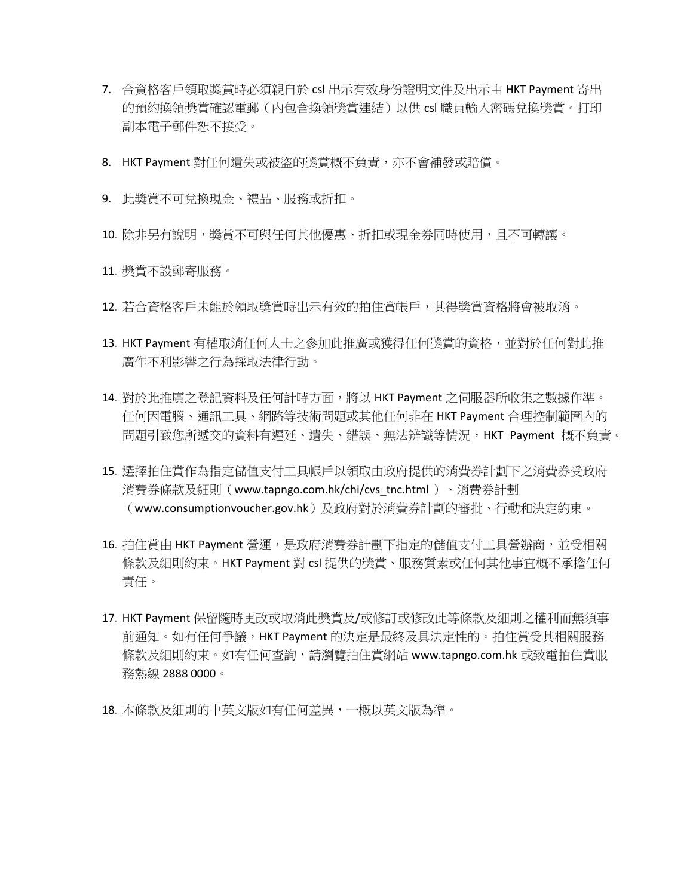7. 合資格客戶領取獎賞時必須親自於 csl 出示有效身份證明文件及出示由 HKT Payment 寄出的預約換領獎賞確認電郵（內包含換領獎賞連結）以供 csl 職員輸入密碼兌換獎賞。打印副本電子郵件恕不接受。

8. HKT Payment 對任何遺失或被盜的獎賞概不負責，亦不會補發或賠償。

9. 此獎賞不可兌換現金、禮品、服務或折扣。

10. 除非另有說明，獎賞不可與任何其他優惠、折扣或現金券同時使用，且不可轉讓。

11. 獎賞不設郵寄服務。

12. 若合資格客戶未能於領取獎賞時出示有效的拍住賞帳戶，其得獎賞資格將會被取消。

13. HKT Payment 有權取消任何人士之參加此推廣或獲得任何獎賞的資格，並對於任何對此推廣作不利影響之行為採取法律行動。

14. 對於此推廣之登記資料及任何計時方面，將以 HKT Payment 之伺服器所收集之數據作準。任何因電腦、通訊工具、網路等技術問題或其他任何非在 HKT Payment 合理控制範圍內的問題引致您所遞交的資料有遲延、遺失、錯誤、無法辨識等情況，HKT Payment 概不負責。

15. 選擇拍住賞作為指定儲值支付工具帳戶以領取由政府提供的消費券計劃下之消費券受政府消費券條款及細則（www.tapngo.com.hk/chi/cvs_tnc.html ）、消費券計劃（www.consumptionvoucher.gov.hk）及政府對於消費券計劃的審批、行動和決定約束。

16. 拍住賞由 HKT Payment 營運，是政府消費券計劃下指定的儲值支付工具營辦商，並受相關條款及細則約束。HKT Payment 對 csl 提供的獎賞、服務質素或任何其他事宜概不承擔任何責任。

17. HKT Payment 保留隨時更改或取消此獎賞及/或修訂或修改此等條款及細則之權利而無須事前通知。如有任何爭議，HKT Payment 的決定是最終及具決定性的。拍住賞受其相關服務條款及細則約束。如有任何查詢，請瀏覽拍住賞網站 www.tapngo.com.hk 或致電拍住賞服務熱線 2888 0000。

18. 本條款及細則的中英文版如有任何差異，一概以英文版為準。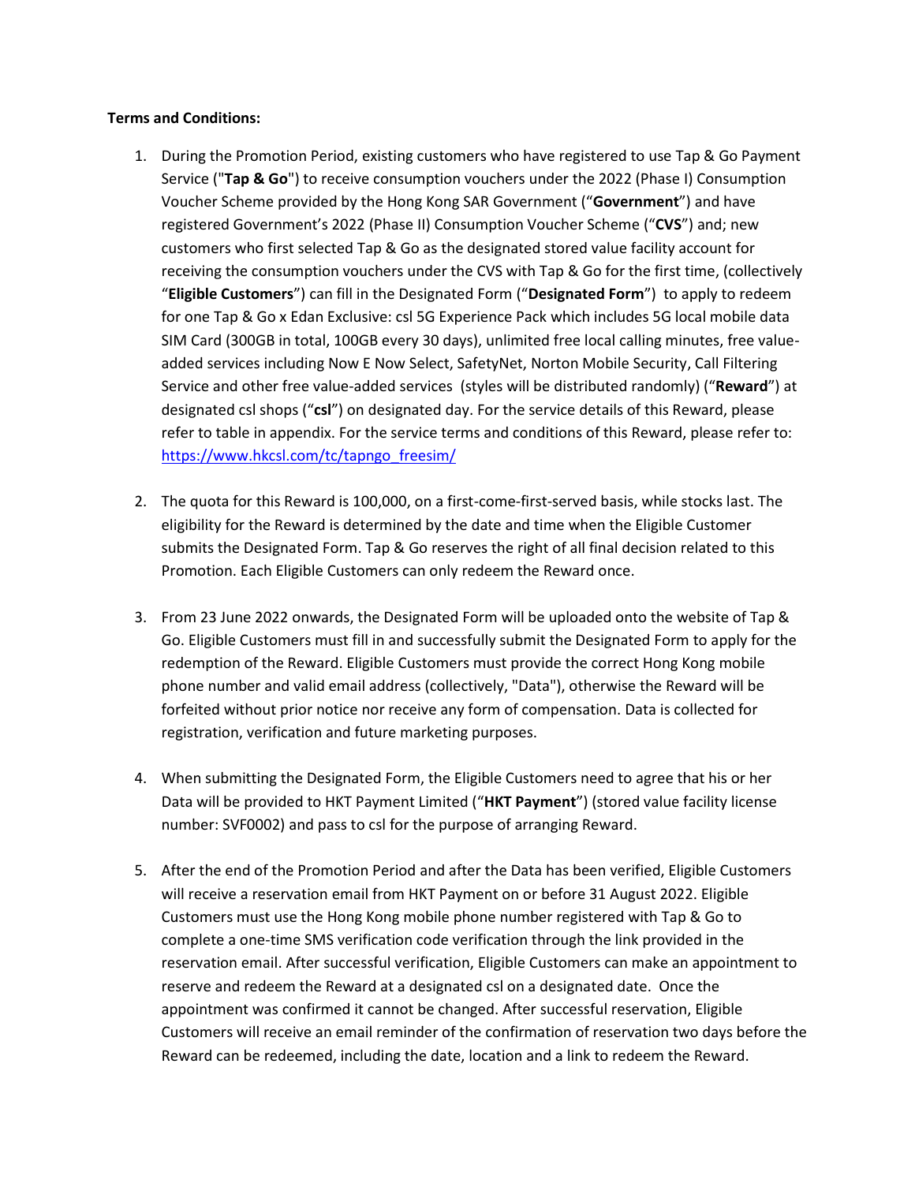**Terms and Conditions:**

1. During the Promotion Period, existing customers who have registered to use Tap & Go Payment Service ("**Tap & Go**") to receive consumption vouchers under the 2022 (Phase I) Consumption Voucher Scheme provided by the Hong Kong SAR Government ("**Government**") and have registered Government's 2022 (Phase II) Consumption Voucher Scheme ("**CVS**") and; new customers who first selected Tap & Go as the designated stored value facility account for receiving the consumption vouchers under the CVS with Tap & Go for the first time, (collectively "**Eligible Customers**") can fill in the Designated Form ("**Designated Form**") to apply to redeem for one Tap & Go x Edan Exclusive: csl 5G Experience Pack which includes 5G local mobile data SIM Card (300GB in total, 100GB every 30 days), unlimited free local calling minutes, free value-added services including Now E Now Select, SafetyNet, Norton Mobile Security, Call Filtering Service and other free value-added services (styles will be distributed randomly) ("**Reward**") at designated csl shops ("**csl**") on designated day. For the service details of this Reward, please refer to table in appendix. For the service terms and conditions of this Reward, please refer to: [https://www.hkcsl.com/tc/tapngo_freesim/](https://www.hkcsl.com/tc/tapngo_freesim/)

2. The quota for this Reward is 100,000, on a first-come-first-served basis, while stocks last. The eligibility for the Reward is determined by the date and time when the Eligible Customer submits the Designated Form. Tap & Go reserves the right of all final decision related to this Promotion. Each Eligible Customers can only redeem the Reward once.

3. From 23 June 2022 onwards, the Designated Form will be uploaded onto the website of Tap & Go. Eligible Customers must fill in and successfully submit the Designated Form to apply for the redemption of the Reward. Eligible Customers must provide the correct Hong Kong mobile phone number and valid email address (collectively, "Data"), otherwise the Reward will be forfeited without prior notice nor receive any form of compensation. Data is collected for registration, verification and future marketing purposes.

4. When submitting the Designated Form, the Eligible Customers need to agree that his or her Data will be provided to HKT Payment Limited ("**HKT Payment**") (stored value facility license number: SVF0002) and pass to csl for the purpose of arranging Reward.

5. After the end of the Promotion Period and after the Data has been verified, Eligible Customers will receive a reservation email from HKT Payment on or before 31 August 2022. Eligible Customers must use the Hong Kong mobile phone number registered with Tap & Go to complete a one-time SMS verification code verification through the link provided in the reservation email. After successful verification, Eligible Customers can make an appointment to reserve and redeem the Reward at a designated csl on a designated date. Once the appointment was confirmed it cannot be changed. After successful reservation, Eligible Customers will receive an email reminder of the confirmation of reservation two days before the Reward can be redeemed, including the date, location and a link to redeem the Reward.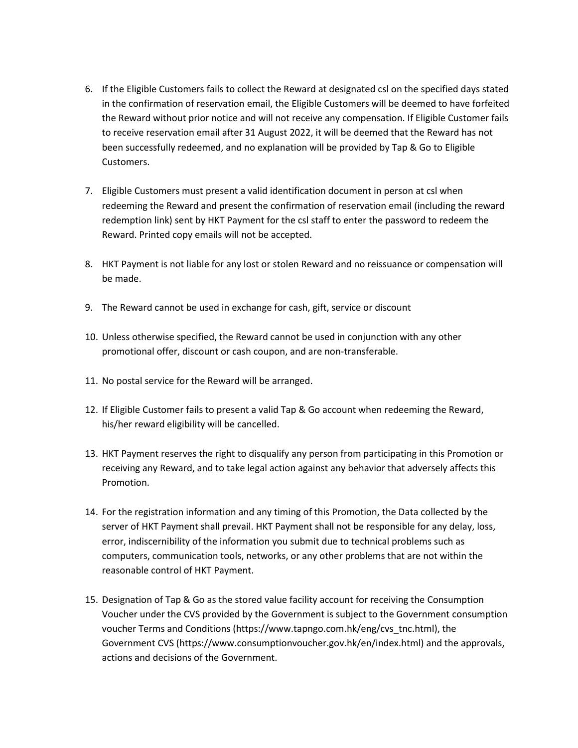6. If the Eligible Customers fails to collect the Reward at designated csl on the specified days stated in the confirmation of reservation email, the Eligible Customers will be deemed to have forfeited the Reward without prior notice and will not receive any compensation. If Eligible Customer fails to receive reservation email after 31 August 2022, it will be deemed that the Reward has not been successfully redeemed, and no explanation will be provided by Tap & Go to Eligible Customers.

7. Eligible Customers must present a valid identification document in person at csl when redeeming the Reward and present the confirmation of reservation email (including the reward redemption link) sent by HKT Payment for the csl staff to enter the password to redeem the Reward. Printed copy emails will not be accepted.

8. HKT Payment is not liable for any lost or stolen Reward and no reissuance or compensation will be made.

9. The Reward cannot be used in exchange for cash, gift, service or discount

10. Unless otherwise specified, the Reward cannot be used in conjunction with any other promotional offer, discount or cash coupon, and are non-transferable.

11. No postal service for the Reward will be arranged.

12. If Eligible Customer fails to present a valid Tap & Go account when redeeming the Reward, his/her reward eligibility will be cancelled.

13. HKT Payment reserves the right to disqualify any person from participating in this Promotion or receiving any Reward, and to take legal action against any behavior that adversely affects this Promotion.

14. For the registration information and any timing of this Promotion, the Data collected by the server of HKT Payment shall prevail. HKT Payment shall not be responsible for any delay, loss, error, indiscernibility of the information you submit due to technical problems such as computers, communication tools, networks, or any other problems that are not within the reasonable control of HKT Payment.

15. Designation of Tap & Go as the stored value facility account for receiving the Consumption Voucher under the CVS provided by the Government is subject to the Government consumption voucher Terms and Conditions (https://www.tapngo.com.hk/eng/cvs_tnc.html), the Government CVS (https://www.consumptionvoucher.gov.hk/en/index.html) and the approvals, actions and decisions of the Government.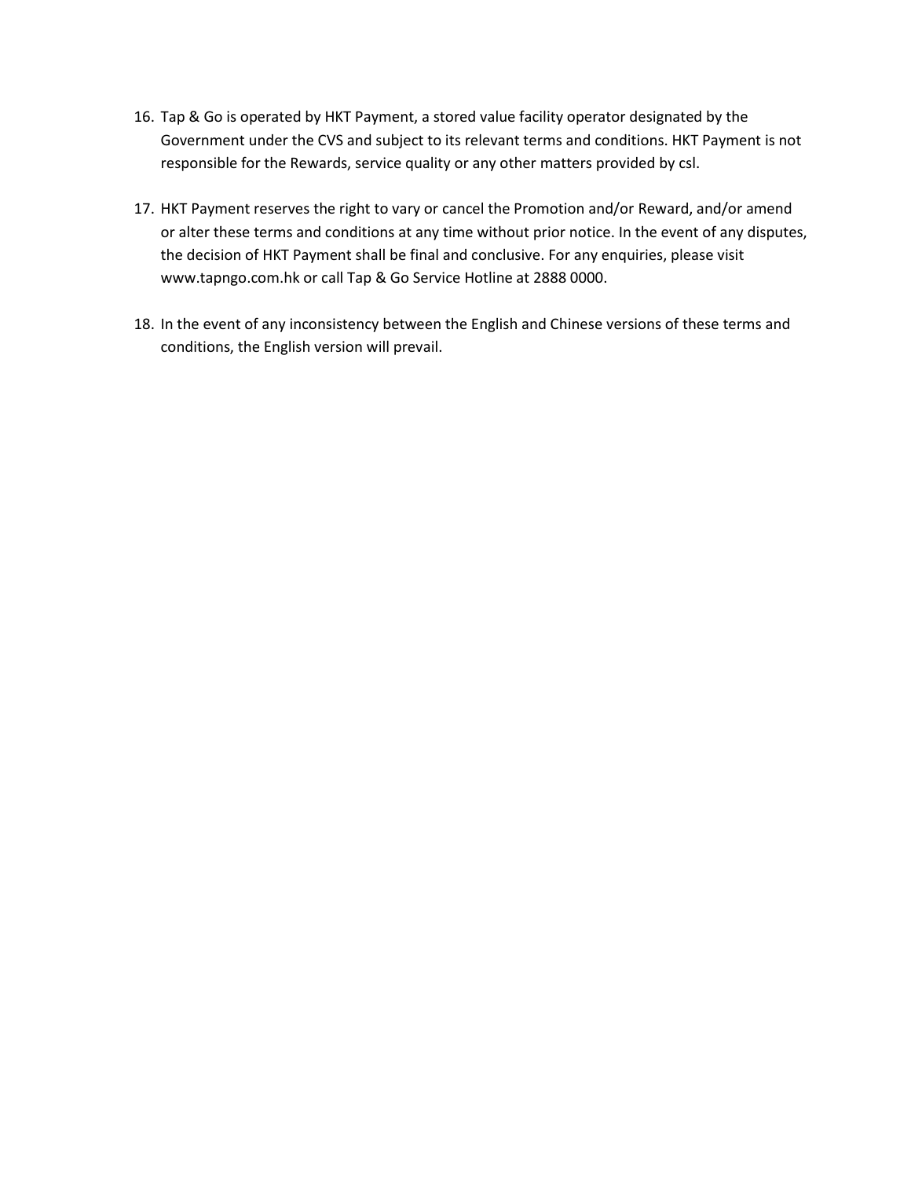16. Tap & Go is operated by HKT Payment, a stored value facility operator designated by the Government under the CVS and subject to its relevant terms and conditions. HKT Payment is not responsible for the Rewards, service quality or any other matters provided by csl.

17. HKT Payment reserves the right to vary or cancel the Promotion and/or Reward, and/or amend or alter these terms and conditions at any time without prior notice. In the event of any disputes, the decision of HKT Payment shall be final and conclusive. For any enquiries, please visit www.tapngo.com.hk or call Tap & Go Service Hotline at 2888 0000.

18. In the event of any inconsistency between the English and Chinese versions of these terms and conditions, the English version will prevail.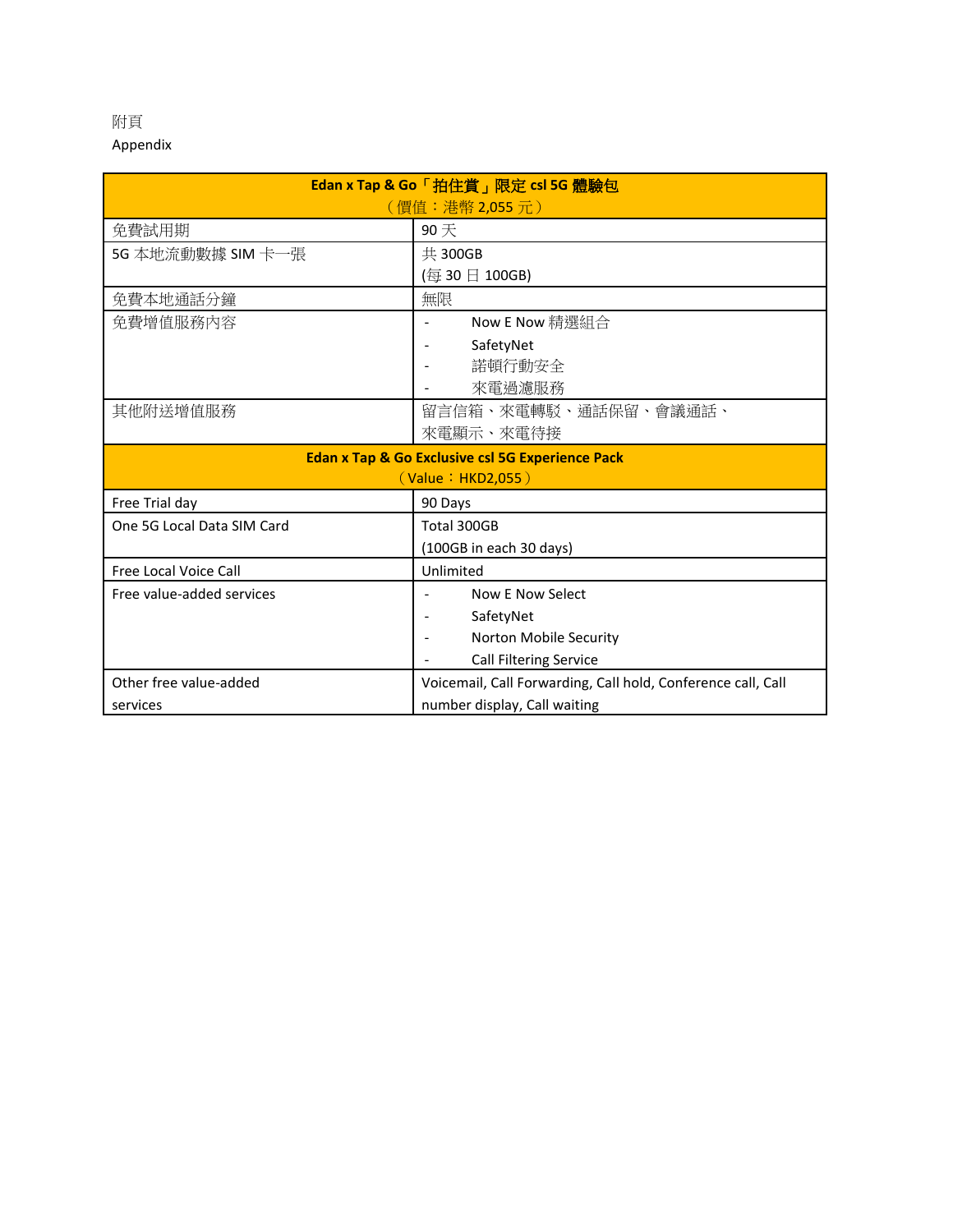附頁

Appendix

| Edan x Tap & Go「拍住賞」限定 csl 5G 體驗包<br>（價值：港幣 2,055 元） | |
|---|---|
| 免費試用期 | 90 天 |
| 5G 本地流動數據 SIM 卡一張 | 共 300GB<br>(每 30 日 100GB) |
| 免費本地通話分鐘 | 無限 |
| 免費增值服務內容 | - Now E Now 精選組合<br>- SafetyNet<br>- 諾頓行動安全<br>- 來電過濾服務 |
| 其他附送增值服務 | 留言信箱、來電轉駁、通話保留、會議通話、來電顯示、來電待接 |
| **Edan x Tap & Go Exclusive csl 5G Experience Pack**<br>（Value：HKD2,055） | |
| Free Trial day | 90 Days |
| One 5G Local Data SIM Card | Total 300GB<br>(100GB in each 30 days) |
| Free Local Voice Call | Unlimited |
| Free value-added services | - Now E Now Select<br>- SafetyNet<br>- Norton Mobile Security<br>- Call Filtering Service |
| Other free value-added services | Voicemail, Call Forwarding, Call hold, Conference call, Call number display, Call waiting |